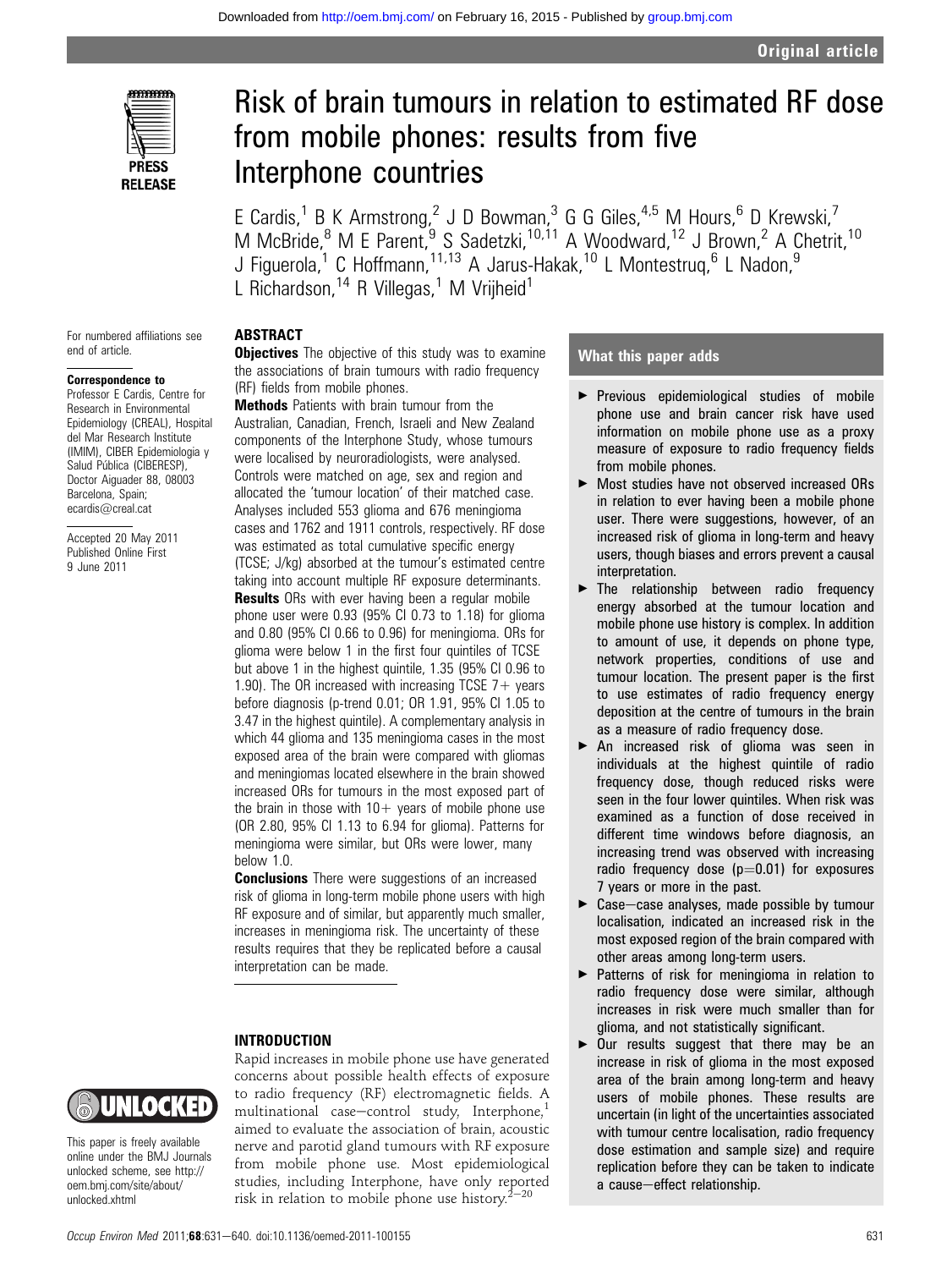Original article

# Risk of brain tumours in relation to estimated RF dose from mobile phones: results from five Interphone countries

E Cardis,[1] B K Armstrong,[2] J D Bowman,[3] G G Giles,[4,5] M Hours,[6] D Krewski,[7] M McBride,[8] M E Parent,[9] S Sadetzki,[10,11] A Woodward,[12] J Brown,[2] A Chetrit,[10] J Figuerola,[1] C Hoffmann,[11,13] A Jarus-Hakak,[10] L Montestruq,[6] L Nadon,[9] L Richardson,[14] R Villegas,[1] M Vrijheid[1]

For numbered affiliations see end of article.

**Correspondence to**
Professor E Cardis, Centre for Research in Environmental Epidemiology (CREAL), Hospital del Mar Research Institute (IMIM), CIBER Epidemiologia y Salud Pública (CIBERESP), Doctor Aiguader 88, 08003 Barcelona, Spain; ecardis@creal.cat

Accepted 20 May 2011
Published Online First 9 June 2011

## ABSTRACT

**Objectives** The objective of this study was to examine the associations of brain tumours with radio frequency (RF) fields from mobile phones.

**Methods** Patients with brain tumour from the Australian, Canadian, French, Israeli and New Zealand components of the Interphone Study, whose tumours were localised by neuroradiologists, were analysed. Controls were matched on age, sex and region and allocated the 'tumour location' of their matched case. Analyses included 553 glioma and 676 meningioma cases and 1762 and 1911 controls, respectively. RF dose was estimated as total cumulative specific energy (TCSE; J/kg) absorbed at the tumour's estimated centre taking into account multiple RF exposure determinants.

**Results** ORs with ever having been a regular mobile phone user were 0.93 (95% CI 0.73 to 1.18) for glioma and 0.80 (95% CI 0.66 to 0.96) for meningioma. ORs for glioma were below 1 in the first four quintiles of TCSE but above 1 in the highest quintile, 1.35 (95% CI 0.96 to 1.90). The OR increased with increasing TCSE 7+ years before diagnosis (p-trend 0.01; OR 1.91, 95% CI 1.05 to 3.47 in the highest quintile). A complementary analysis in which 44 glioma and 135 meningioma cases in the most exposed area of the brain were compared with gliomas and meningiomas located elsewhere in the brain showed increased ORs for tumours in the most exposed part of the brain in those with 10+ years of mobile phone use (OR 2.80, 95% CI 1.13 to 6.94 for glioma). Patterns for meningioma were similar, but ORs were lower, many below 1.0.

**Conclusions** There were suggestions of an increased risk of glioma in long-term mobile phone users with high RF exposure and of similar, but apparently much smaller, increases in meningioma risk. The uncertainty of these results requires that they be replicated before a causal interpretation can be made.

## What this paper adds

- Previous epidemiological studies of mobile phone use and brain cancer risk have used information on mobile phone use as a proxy measure of exposure to radio frequency fields from mobile phones.
- Most studies have not observed increased ORs in relation to ever having been a mobile phone user. There were suggestions, however, of an increased risk of glioma in long-term and heavy users, though biases and errors prevent a causal interpretation.
- The relationship between radio frequency energy absorbed at the tumour location and mobile phone use history is complex. In addition to amount of use, it depends on phone type, network properties, conditions of use and tumour location. The present paper is the first to use estimates of radio frequency energy deposition at the centre of tumours in the brain as a measure of radio frequency dose.
- An increased risk of glioma was seen in individuals at the highest quintile of radio frequency dose, though reduced risks were seen in the four lower quintiles. When risk was examined as a function of dose received in different time windows before diagnosis, an increasing trend was observed with increasing radio frequency dose (p=0.01) for exposures 7 years or more in the past.
- Case–case analyses, made possible by tumour localisation, indicated an increased risk in the most exposed region of the brain compared with other areas among long-term users.
- Patterns of risk for meningioma in relation to radio frequency dose were similar, although increases in risk were much smaller than for glioma, and not statistically significant.
- Our results suggest that there may be an increase in risk of glioma in the most exposed area of the brain among long-term and heavy users of mobile phones. These results are uncertain (in light of the uncertainties associated with tumour centre localisation, radio frequency dose estimation and sample size) and require replication before they can be taken to indicate a cause–effect relationship.

## INTRODUCTION

Rapid increases in mobile phone use have generated concerns about possible health effects of exposure to radio frequency (RF) electromagnetic fields. A multinational case–control study, Interphone,[1] aimed to evaluate the association of brain, acoustic nerve and parotid gland tumours with RF exposure from mobile phone use. Most epidemiological studies, including Interphone, have only reported risk in relation to mobile phone use history.[2–20]

This paper is freely available online under the BMJ Journals unlocked scheme, see http://oem.bmj.com/site/about/unlocked.xhtml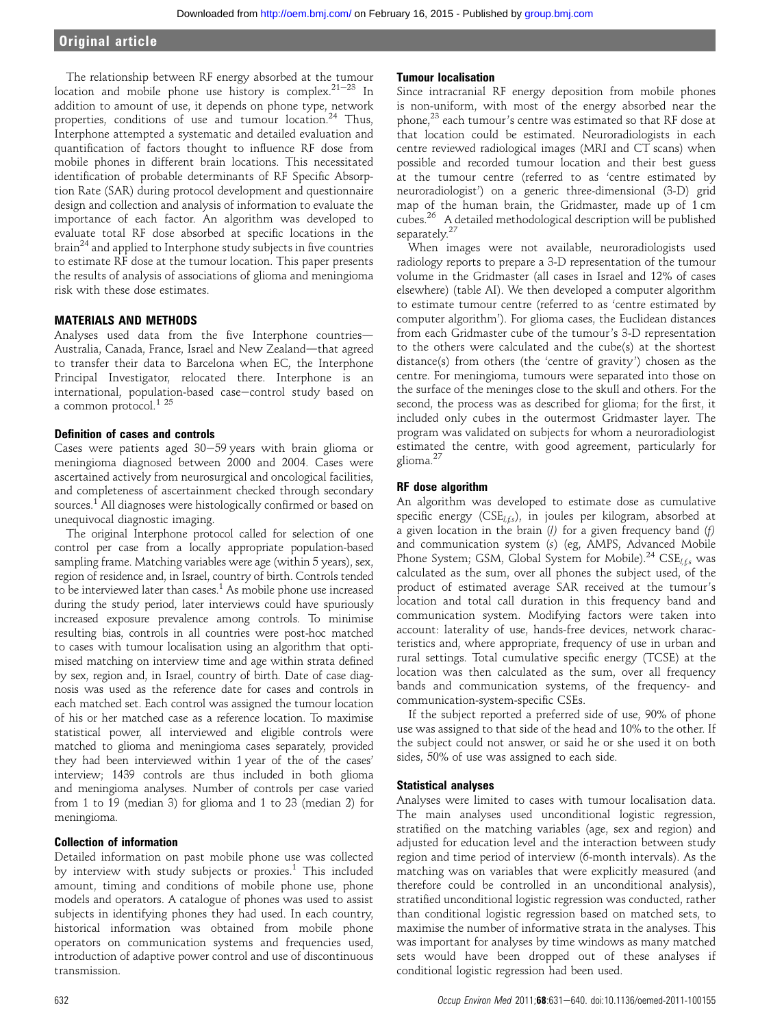The relationship between RF energy absorbed at the tumour location and mobile phone use history is complex.[21–23] In addition to amount of use, it depends on phone type, network properties, conditions of use and tumour location.[24] Thus, Interphone attempted a systematic and detailed evaluation and quantification of factors thought to influence RF dose from mobile phones in different brain locations. This necessitated identification of probable determinants of RF Specific Absorption Rate (SAR) during protocol development and questionnaire design and collection and analysis of information to evaluate the importance of each factor. An algorithm was developed to evaluate total RF dose absorbed at specific locations in the brain[24] and applied to Interphone study subjects in five countries to estimate RF dose at the tumour location. This paper presents the results of analysis of associations of glioma and meningioma risk with these dose estimates.

## MATERIALS AND METHODS

Analyses used data from the five Interphone countries—Australia, Canada, France, Israel and New Zealand—that agreed to transfer their data to Barcelona when EC, the Interphone Principal Investigator, relocated there. Interphone is an international, population-based case–control study based on a common protocol.[1 25]

### Definition of cases and controls

Cases were patients aged 30–59 years with brain glioma or meningioma diagnosed between 2000 and 2004. Cases were ascertained actively from neurosurgical and oncological facilities, and completeness of ascertainment checked through secondary sources.[1] All diagnoses were histologically confirmed or based on unequivocal diagnostic imaging.

The original Interphone protocol called for selection of one control per case from a locally appropriate population-based sampling frame. Matching variables were age (within 5 years), sex, region of residence and, in Israel, country of birth. Controls tended to be interviewed later than cases.[1] As mobile phone use increased during the study period, later interviews could have spuriously increased exposure prevalence among controls. To minimise resulting bias, controls in all countries were post-hoc matched to cases with tumour localisation using an algorithm that optimised matching on interview time and age within strata defined by sex, region and, in Israel, country of birth. Date of case diagnosis was used as the reference date for cases and controls in each matched set. Each control was assigned the tumour location of his or her matched case as a reference location. To maximise statistical power, all interviewed and eligible controls were matched to glioma and meningioma cases separately, provided they had been interviewed within 1 year of the of the cases' interview; 1439 controls are thus included in both glioma and meningioma analyses. Number of controls per case varied from 1 to 19 (median 3) for glioma and 1 to 23 (median 2) for meningioma.

### Collection of information

Detailed information on past mobile phone use was collected by interview with study subjects or proxies.[1] This included amount, timing and conditions of mobile phone use, phone models and operators. A catalogue of phones was used to assist subjects in identifying phones they had used. In each country, historical information was obtained from mobile phone operators on communication systems and frequencies used, introduction of adaptive power control and use of discontinuous transmission.

### Tumour localisation

Since intracranial RF energy deposition from mobile phones is non-uniform, with most of the energy absorbed near the phone,[23] each tumour's centre was estimated so that RF dose at that location could be estimated. Neuroradiologists in each centre reviewed radiological images (MRI and CT scans) when possible and recorded tumour location and their best guess at the tumour centre (referred to as 'centre estimated by neuroradiologist') on a generic three-dimensional (3-D) grid map of the human brain, the Gridmaster, made up of 1 cm cubes.[26] A detailed methodological description will be published separately.[27]

When images were not available, neuroradiologists used radiology reports to prepare a 3-D representation of the tumour volume in the Gridmaster (all cases in Israel and 12% of cases elsewhere) (table AI). We then developed a computer algorithm to estimate tumour centre (referred to as 'centre estimated by computer algorithm'). For glioma cases, the Euclidean distances from each Gridmaster cube of the tumour's 3-D representation to the others were calculated and the cube(s) at the shortest distance(s) from others (the 'centre of gravity') chosen as the centre. For meningioma, tumours were separated into those on the surface of the meninges close to the skull and others. For the second, the process was as described for glioma; for the first, it included only cubes in the outermost Gridmaster layer. The program was validated on subjects for whom a neuroradiologist estimated the centre, with good agreement, particularly for glioma.[27]

### RF dose algorithm

An algorithm was developed to estimate dose as cumulative specific energy ($CSE_{l,f,s}$), in joules per kilogram, absorbed at a given location in the brain (*l*) for a given frequency band (*f*) and communication system (*s*) (eg, AMPS, Advanced Mobile Phone System; GSM, Global System for Mobile).[24] $CSE_{l,f,s}$ was calculated as the sum, over all phones the subject used, of the product of estimated average SAR received at the tumour's location and total call duration in this frequency band and communication system. Modifying factors were taken into account: laterality of use, hands-free devices, network characteristics and, where appropriate, frequency of use in urban and rural settings. Total cumulative specific energy (TCSE) at the location was then calculated as the sum, over all frequency bands and communication systems, of the frequency- and communication-system-specific CSEs.

If the subject reported a preferred side of use, 90% of phone use was assigned to that side of the head and 10% to the other. If the subject could not answer, or said he or she used it on both sides, 50% of use was assigned to each side.

### Statistical analyses

Analyses were limited to cases with tumour localisation data. The main analyses used unconditional logistic regression, stratified on the matching variables (age, sex and region) and adjusted for education level and the interaction between study region and time period of interview (6-month intervals). As the matching was on variables that were explicitly measured (and therefore could be controlled in an unconditional analysis), stratified unconditional logistic regression was conducted, rather than conditional logistic regression based on matched sets, to maximise the number of informative strata in the analyses. This was important for analyses by time windows as many matched sets would have been dropped out of these analyses if conditional logistic regression had been used.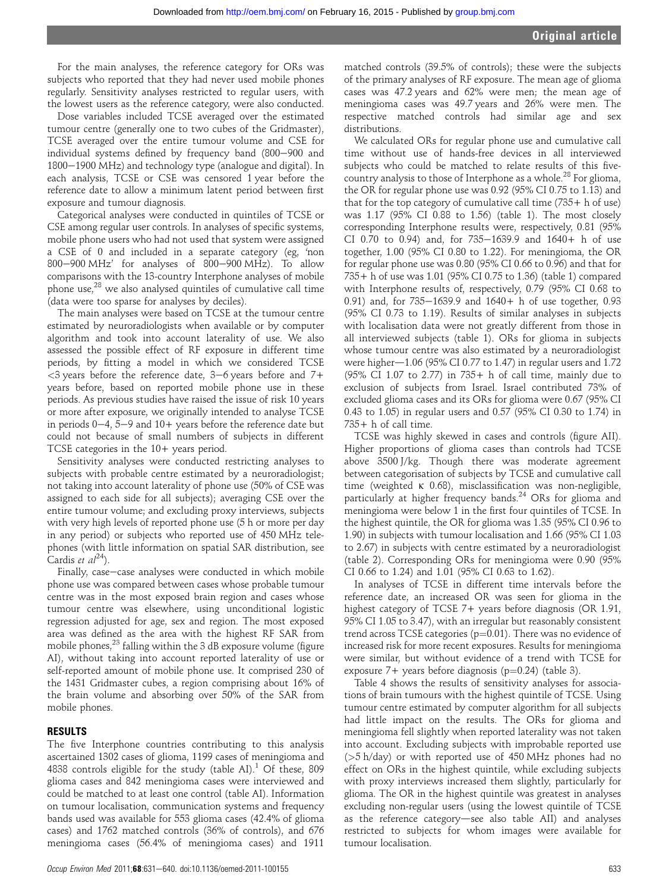For the main analyses, the reference category for ORs was subjects who reported that they had never used mobile phones regularly. Sensitivity analyses restricted to regular users, with the lowest users as the reference category, were also conducted.

Dose variables included TCSE averaged over the estimated tumour centre (generally one to two cubes of the Gridmaster), TCSE averaged over the entire tumour volume and CSE for individual systems defined by frequency band (800−900 and 1800−1900 MHz) and technology type (analogue and digital). In each analysis, TCSE or CSE was censored 1 year before the reference date to allow a minimum latent period between first exposure and tumour diagnosis.

Categorical analyses were conducted in quintiles of TCSE or CSE among regular user controls. In analyses of specific systems, mobile phone users who had not used that system were assigned a CSE of 0 and included in a separate category (eg, 'non 800−900 MHz' for analyses of 800−900 MHz). To allow comparisons with the 13-country Interphone analyses of mobile phone use,[28] we also analysed quintiles of cumulative call time (data were too sparse for analyses by deciles).

The main analyses were based on TCSE at the tumour centre estimated by neuroradiologists when available or by computer algorithm and took into account laterality of use. We also assessed the possible effect of RF exposure in different time periods, by fitting a model in which we considered TCSE <3 years before the reference date, 3−6 years before and 7+ years before, based on reported mobile phone use in these periods. As previous studies have raised the issue of risk 10 years or more after exposure, we originally intended to analyse TCSE in periods 0−4, 5−9 and 10+ years before the reference date but could not because of small numbers of subjects in different TCSE categories in the 10+ years period.

Sensitivity analyses were conducted restricting analyses to subjects with probable centre estimated by a neuroradiologist; not taking into account laterality of phone use (50% of CSE was assigned to each side for all subjects); averaging CSE over the entire tumour volume; and excluding proxy interviews, subjects with very high levels of reported phone use (5 h or more per day in any period) or subjects who reported use of 450 MHz telephones (with little information on spatial SAR distribution, see Cardis *et al*[24]).

Finally, case−case analyses were conducted in which mobile phone use was compared between cases whose probable tumour centre was in the most exposed brain region and cases whose tumour centre was elsewhere, using unconditional logistic regression adjusted for age, sex and region. The most exposed area was defined as the area with the highest RF SAR from mobile phones,[23] falling within the 3 dB exposure volume (figure AI), without taking into account reported laterality of use or self-reported amount of mobile phone use. It comprised 230 of the 1431 Gridmaster cubes, a region comprising about 16% of the brain volume and absorbing over 50% of the SAR from mobile phones.

## RESULTS

The five Interphone countries contributing to this analysis ascertained 1302 cases of glioma, 1199 cases of meningioma and 4838 controls eligible for the study (table AI).[1] Of these, 809 glioma cases and 842 meningioma cases were interviewed and could be matched to at least one control (table AI). Information on tumour localisation, communication systems and frequency bands used was available for 553 glioma cases (42.4% of glioma cases) and 1762 matched controls (36% of controls), and 676 meningioma cases (56.4% of meningioma cases) and 1911 matched controls (39.5% of controls); these were the subjects of the primary analyses of RF exposure. The mean age of glioma cases was 47.2 years and 62% were men; the mean age of meningioma cases was 49.7 years and 26% were men. The respective matched controls had similar age and sex distributions.

We calculated ORs for regular phone use and cumulative call time without use of hands-free devices in all interviewed subjects who could be matched to relate results of this five-country analysis to those of Interphone as a whole.[28] For glioma, the OR for regular phone use was 0.92 (95% CI 0.75 to 1.13) and that for the top category of cumulative call time (735+ h of use) was 1.17 (95% CI 0.88 to 1.56) (table 1). The most closely corresponding Interphone results were, respectively, 0.81 (95% CI 0.70 to 0.94) and, for 735−1639.9 and 1640+ h of use together, 1.00 (95% CI 0.80 to 1.22). For meningioma, the OR for regular phone use was 0.80 (95% CI 0.66 to 0.96) and that for 735+ h of use was 1.01 (95% CI 0.75 to 1.36) (table 1) compared with Interphone results of, respectively, 0.79 (95% CI 0.68 to 0.91) and, for 735−1639.9 and 1640+ h of use together, 0.93 (95% CI 0.73 to 1.19). Results of similar analyses in subjects with localisation data were not greatly different from those in all interviewed subjects (table 1). ORs for glioma in subjects whose tumour centre was also estimated by a neuroradiologist were higher—1.06 (95% CI 0.77 to 1.47) in regular users and 1.72 (95% CI 1.07 to 2.77) in 735+ h of call time, mainly due to exclusion of subjects from Israel. Israel contributed 73% of excluded glioma cases and its ORs for glioma were 0.67 (95% CI 0.43 to 1.05) in regular users and 0.57 (95% CI 0.30 to 1.74) in 735+ h of call time.

TCSE was highly skewed in cases and controls (figure AII). Higher proportions of glioma cases than controls had TCSE above 3500 J/kg. Though there was moderate agreement between categorisation of subjects by TCSE and cumulative call time (weighted κ 0.68), misclassification was non-negligible, particularly at higher frequency bands.[24] ORs for glioma and meningioma were below 1 in the first four quintiles of TCSE. In the highest quintile, the OR for glioma was 1.35 (95% CI 0.96 to 1.90) in subjects with tumour localisation and 1.66 (95% CI 1.03 to 2.67) in subjects with centre estimated by a neuroradiologist (table 2). Corresponding ORs for meningioma were 0.90 (95% CI 0.66 to 1.24) and 1.01 (95% CI 0.63 to 1.62).

In analyses of TCSE in different time intervals before the reference date, an increased OR was seen for glioma in the highest category of TCSE 7+ years before diagnosis (OR 1.91, 95% CI 1.05 to 3.47), with an irregular but reasonably consistent trend across TCSE categories (p=0.01). There was no evidence of increased risk for more recent exposures. Results for meningioma were similar, but without evidence of a trend with TCSE for exposure 7+ years before diagnosis (p=0.24) (table 3).

Table 4 shows the results of sensitivity analyses for associations of brain tumours with the highest quintile of TCSE. Using tumour centre estimated by computer algorithm for all subjects had little impact on the results. The ORs for glioma and meningioma fell slightly when reported laterality was not taken into account. Excluding subjects with improbable reported use (>5 h/day) or with reported use of 450 MHz phones had no effect on ORs in the highest quintile, while excluding subjects with proxy interviews increased them slightly, particularly for glioma. The OR in the highest quintile was greatest in analyses excluding non-regular users (using the lowest quintile of TCSE as the reference category—see also table AII) and analyses restricted to subjects for whom images were available for tumour localisation.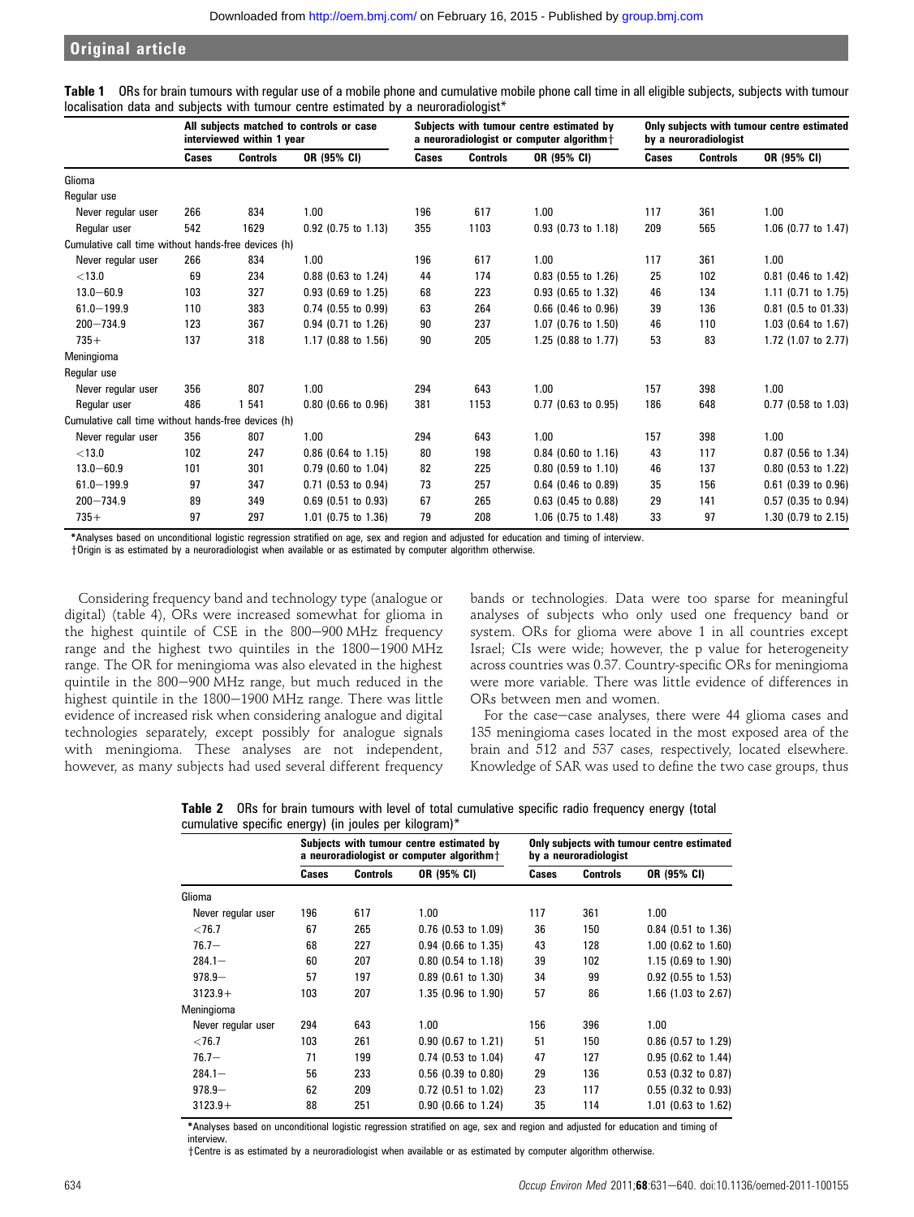**Table 1** ORs for brain tumours with regular use of a mobile phone and cumulative mobile phone call time in all eligible subjects, subjects with tumour localisation data and subjects with tumour centre estimated by a neuroradiologist*

| | All subjects matched to controls or case interviewed within 1 year | | | Subjects with tumour centre estimated by a neuroradiologist or computer algorithm† | | | Only subjects with tumour centre estimated by a neuroradiologist | | |
|---|---|---|---|---|---|---|---|---|---|
| | **Cases** | **Controls** | **OR (95% CI)** | **Cases** | **Controls** | **OR (95% CI)** | **Cases** | **Controls** | **OR (95% CI)** |
| Glioma | | | | | | | | | |
| Regular use | | | | | | | | | |
| Never regular user | 266 | 834 | 1.00 | 196 | 617 | 1.00 | 117 | 361 | 1.00 |
| Regular user | 542 | 1629 | 0.92 (0.75 to 1.13) | 355 | 1103 | 0.93 (0.73 to 1.18) | 209 | 565 | 1.06 (0.77 to 1.47) |
| Cumulative call time without hands-free devices (h) | | | | | | | | | |
| Never regular user | 266 | 834 | 1.00 | 196 | 617 | 1.00 | 117 | 361 | 1.00 |
| <13.0 | 69 | 234 | 0.88 (0.63 to 1.24) | 44 | 174 | 0.83 (0.55 to 1.26) | 25 | 102 | 0.81 (0.46 to 1.42) |
| 13.0–60.9 | 103 | 327 | 0.93 (0.69 to 1.25) | 68 | 223 | 0.93 (0.65 to 1.32) | 46 | 134 | 1.11 (0.71 to 1.75) |
| 61.0–199.9 | 110 | 383 | 0.74 (0.55 to 0.99) | 63 | 264 | 0.66 (0.46 to 0.96) | 39 | 136 | 0.81 (0.5 to 01.33) |
| 200–734.9 | 123 | 367 | 0.94 (0.71 to 1.26) | 90 | 237 | 1.07 (0.76 to 1.50) | 46 | 110 | 1.03 (0.64 to 1.67) |
| 735+ | 137 | 318 | 1.17 (0.88 to 1.56) | 90 | 205 | 1.25 (0.88 to 1.77) | 53 | 83 | 1.72 (1.07 to 2.77) |
| Meningioma | | | | | | | | | |
| Regular use | | | | | | | | | |
| Never regular user | 356 | 807 | 1.00 | 294 | 643 | 1.00 | 157 | 398 | 1.00 |
| Regular user | 486 | 1 541 | 0.80 (0.66 to 0.96) | 381 | 1153 | 0.77 (0.63 to 0.95) | 186 | 648 | 0.77 (0.58 to 1.03) |
| Cumulative call time without hands-free devices (h) | | | | | | | | | |
| Never regular user | 356 | 807 | 1.00 | 294 | 643 | 1.00 | 157 | 398 | 1.00 |
| <13.0 | 102 | 247 | 0.86 (0.64 to 1.15) | 80 | 198 | 0.84 (0.60 to 1.16) | 43 | 117 | 0.87 (0.56 to 1.34) |
| 13.0–60.9 | 101 | 301 | 0.79 (0.60 to 1.04) | 82 | 225 | 0.80 (0.59 to 1.10) | 46 | 137 | 0.80 (0.53 to 1.22) |
| 61.0–199.9 | 97 | 347 | 0.71 (0.53 to 0.94) | 73 | 257 | 0.64 (0.46 to 0.89) | 35 | 156 | 0.61 (0.39 to 0.96) |
| 200–734.9 | 89 | 349 | 0.69 (0.51 to 0.93) | 67 | 265 | 0.63 (0.45 to 0.88) | 29 | 141 | 0.57 (0.35 to 0.94) |
| 735+ | 97 | 297 | 1.01 (0.75 to 1.36) | 79 | 208 | 1.06 (0.75 to 1.48) | 33 | 97 | 1.30 (0.79 to 2.15) |

*Analyses based on unconditional logistic regression stratified on age, sex and region and adjusted for education and timing of interview.
†Origin is as estimated by a neuroradiologist when available or as estimated by computer algorithm otherwise.

Considering frequency band and technology type (analogue or digital) (table 4), ORs were increased somewhat for glioma in the highest quintile of CSE in the 800–900 MHz frequency range and the highest two quintiles in the 1800–1900 MHz range. The OR for meningioma was also elevated in the highest quintile in the 800–900 MHz range, but much reduced in the highest quintile in the 1800–1900 MHz range. There was little evidence of increased risk when considering analogue and digital technologies separately, except possibly for analogue signals with meningioma. These analyses are not independent, however, as many subjects had used several different frequency bands or technologies. Data were too sparse for meaningful analyses of subjects who only used one frequency band or system. ORs for glioma were above 1 in all countries except Israel; CIs were wide; however, the p value for heterogeneity across countries was 0.37. Country-specific ORs for meningioma were more variable. There was little evidence of differences in ORs between men and women.

For the case–case analyses, there were 44 glioma cases and 135 meningioma cases located in the most exposed area of the brain and 512 and 537 cases, respectively, located elsewhere. Knowledge of SAR was used to define the two case groups, thus

**Table 2** ORs for brain tumours with level of total cumulative specific radio frequency energy (total cumulative specific energy) (in joules per kilogram)*

| | Subjects with tumour centre estimated by a neuroradiologist or computer algorithm† | | | Only subjects with tumour centre estimated by a neuroradiologist | | |
|---|---|---|---|---|---|---|
| | **Cases** | **Controls** | **OR (95% CI)** | **Cases** | **Controls** | **OR (95% CI)** |
| Glioma | | | | | | |
| Never regular user | 196 | 617 | 1.00 | 117 | 361 | 1.00 |
| <76.7 | 67 | 265 | 0.76 (0.53 to 1.09) | 36 | 150 | 0.84 (0.51 to 1.36) |
| 76.7– | 68 | 227 | 0.94 (0.66 to 1.35) | 43 | 128 | 1.00 (0.62 to 1.60) |
| 284.1– | 60 | 207 | 0.80 (0.54 to 1.18) | 39 | 102 | 1.15 (0.69 to 1.90) |
| 978.9– | 57 | 197 | 0.89 (0.61 to 1.30) | 34 | 99 | 0.92 (0.55 to 1.53) |
| 3123.9+ | 103 | 207 | 1.35 (0.96 to 1.90) | 57 | 86 | 1.66 (1.03 to 2.67) |
| Meningioma | | | | | | |
| Never regular user | 294 | 643 | 1.00 | 156 | 396 | 1.00 |
| <76.7 | 103 | 261 | 0.90 (0.67 to 1.21) | 51 | 150 | 0.86 (0.57 to 1.29) |
| 76.7– | 71 | 199 | 0.74 (0.53 to 1.04) | 47 | 127 | 0.95 (0.62 to 1.44) |
| 284.1– | 56 | 233 | 0.56 (0.39 to 0.80) | 29 | 136 | 0.53 (0.32 to 0.87) |
| 978.9– | 62 | 209 | 0.72 (0.51 to 1.02) | 23 | 117 | 0.55 (0.32 to 0.93) |
| 3123.9+ | 88 | 251 | 0.90 (0.66 to 1.24) | 35 | 114 | 1.01 (0.63 to 1.62) |

*Analyses based on unconditional logistic regression stratified on age, sex and region and adjusted for education and timing of interview.
†Centre is as estimated by a neuroradiologist when available or as estimated by computer algorithm otherwise.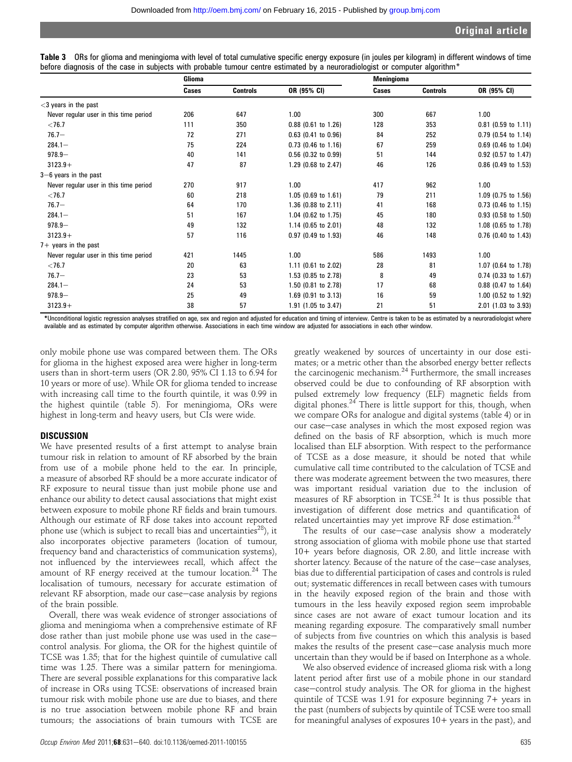**Table 3** ORs for glioma and meningioma with level of total cumulative specific energy exposure (in joules per kilogram) in different windows of time before diagnosis of the case in subjects with probable tumour centre estimated by a neuroradiologist or computer algorithm*

| | Glioma | | | Meningioma | | |
|---|---|---|---|---|---|---|
| | Cases | Controls | OR (95% CI) | Cases | Controls | OR (95% CI) |
| <3 years in the past | | | | | | |
| Never regular user in this time period | 206 | 647 | 1.00 | 300 | 667 | 1.00 |
| <76.7 | 111 | 350 | 0.88 (0.61 to 1.26) | 128 | 353 | 0.81 (0.59 to 1.11) |
| 76.7− | 72 | 271 | 0.63 (0.41 to 0.96) | 84 | 252 | 0.79 (0.54 to 1.14) |
| 284.1− | 75 | 224 | 0.73 (0.46 to 1.16) | 67 | 259 | 0.69 (0.46 to 1.04) |
| 978.9− | 40 | 141 | 0.56 (0.32 to 0.99) | 51 | 144 | 0.92 (0.57 to 1.47) |
| 3123.9+ | 47 | 87 | 1.29 (0.68 to 2.47) | 46 | 126 | 0.86 (0.49 to 1.53) |
| 3−6 years in the past | | | | | | |
| Never regular user in this time period | 270 | 917 | 1.00 | 417 | 962 | 1.00 |
| <76.7 | 60 | 218 | 1.05 (0.69 to 1.61) | 79 | 211 | 1.09 (0.75 to 1.56) |
| 76.7− | 64 | 170 | 1.36 (0.88 to 2.11) | 41 | 168 | 0.73 (0.46 to 1.15) |
| 284.1− | 51 | 167 | 1.04 (0.62 to 1.75) | 45 | 180 | 0.93 (0.58 to 1.50) |
| 978.9− | 49 | 132 | 1.14 (0.65 to 2.01) | 48 | 132 | 1.08 (0.65 to 1.78) |
| 3123.9+ | 57 | 116 | 0.97 (0.49 to 1.93) | 46 | 148 | 0.76 (0.40 to 1.43) |
| 7+ years in the past | | | | | | |
| Never regular user in this time period | 421 | 1445 | 1.00 | 586 | 1493 | 1.00 |
| <76.7 | 20 | 63 | 1.11 (0.61 to 2.02) | 28 | 81 | 1.07 (0.64 to 1.78) |
| 76.7− | 23 | 53 | 1.53 (0.85 to 2.78) | 8 | 49 | 0.74 (0.33 to 1.67) |
| 284.1− | 24 | 53 | 1.50 (0.81 to 2.78) | 17 | 68 | 0.88 (0.47 to 1.64) |
| 978.9− | 25 | 49 | 1.69 (0.91 to 3.13) | 16 | 59 | 1.00 (0.52 to 1.92) |
| 3123.9+ | 38 | 57 | 1.91 (1.05 to 3.47) | 21 | 51 | 2.01 (1.03 to 3.93) |

*Unconditional logistic regression analyses stratified on age, sex and region and adjusted for education and timing of interview. Centre is taken to be as estimated by a neuroradiologist where available and as estimated by computer algorithm otherwise. Associations in each time window are adjusted for associations in each other window.

only mobile phone use was compared between them. The ORs for glioma in the highest exposed area were higher in long-term users than in short-term users (OR 2.80, 95% CI 1.13 to 6.94 for 10 years or more of use). While OR for glioma tended to increase with increasing call time to the fourth quintile, it was 0.99 in the highest quintile (table 5). For meningioma, ORs were highest in long-term and heavy users, but CIs were wide.

## DISCUSSION

We have presented results of a first attempt to analyse brain tumour risk in relation to amount of RF absorbed by the brain from use of a mobile phone held to the ear. In principle, a measure of absorbed RF should be a more accurate indicator of RF exposure to neural tissue than just mobile phone use and enhance our ability to detect causal associations that might exist between exposure to mobile phone RF fields and brain tumours. Although our estimate of RF dose takes into account reported phone use (which is subject to recall bias and uncertainties[28]), it also incorporates objective parameters (location of tumour, frequency band and characteristics of communication systems), not influenced by the interviewees recall, which affect the amount of RF energy received at the tumour location.[24] The localisation of tumours, necessary for accurate estimation of relevant RF absorption, made our case–case analysis by regions of the brain possible.

Overall, there was weak evidence of stronger associations of glioma and meningioma when a comprehensive estimate of RF dose rather than just mobile phone use was used in the case–control analysis. For glioma, the OR for the highest quintile of TCSE was 1.35; that for the highest quintile of cumulative call time was 1.25. There was a similar pattern for meningioma. There are several possible explanations for this comparative lack of increase in ORs using TCSE: observations of increased brain tumour risk with mobile phone use are due to biases, and there is no true association between mobile phone RF and brain tumours; the associations of brain tumours with TCSE are greatly weakened by sources of uncertainty in our dose estimates; or a metric other than the absorbed energy better reflects the carcinogenic mechanism.[24] Furthermore, the small increases observed could be due to confounding of RF absorption with pulsed extremely low frequency (ELF) magnetic fields from digital phones.[24] There is little support for this, though, when we compare ORs for analogue and digital systems (table 4) or in our case–case analyses in which the most exposed region was defined on the basis of RF absorption, which is much more localised than ELF absorption. With respect to the performance of TCSE as a dose measure, it should be noted that while cumulative call time contributed to the calculation of TCSE and there was moderate agreement between the two measures, there was important residual variation due to the inclusion of measures of RF absorption in TCSE.[24] It is thus possible that investigation of different dose metrics and quantification of related uncertainties may yet improve RF dose estimation.[24]

The results of our case–case analysis show a moderately strong association of glioma with mobile phone use that started 10+ years before diagnosis, OR 2.80, and little increase with shorter latency. Because of the nature of the case–case analyses, bias due to differential participation of cases and controls is ruled out; systematic differences in recall between cases with tumours in the heavily exposed region of the brain and those with tumours in the less heavily exposed region seem improbable since cases are not aware of exact tumour location and its meaning regarding exposure. The comparatively small number of subjects from five countries on which this analysis is based makes the results of the present case–case analysis much more uncertain than they would be if based on Interphone as a whole.

We also observed evidence of increased glioma risk with a long latent period after first use of a mobile phone in our standard case–control study analysis. The OR for glioma in the highest quintile of TCSE was 1.91 for exposure beginning 7+ years in the past (numbers of subjects by quintile of TCSE were too small for meaningful analyses of exposures 10+ years in the past), and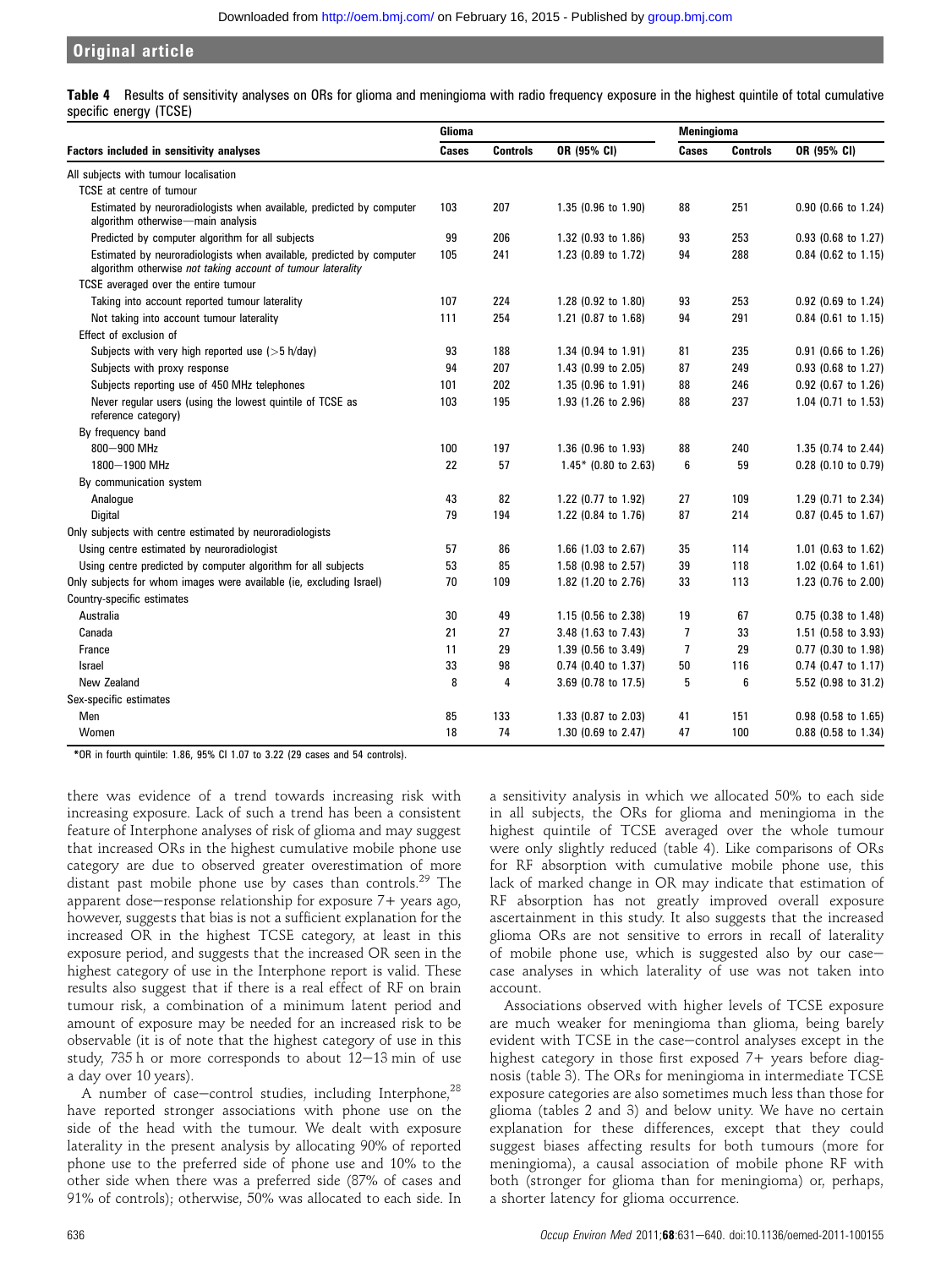**Table 4** Results of sensitivity analyses on ORs for glioma and meningioma with radio frequency exposure in the highest quintile of total cumulative specific energy (TCSE)

| Factors included in sensitivity analyses | Glioma | | | Meningioma | | |
|---|---|---|---|---|---|---|
| | Cases | Controls | OR (95% CI) | Cases | Controls | OR (95% CI) |
| All subjects with tumour localisation | | | | | | |
| TCSE at centre of tumour | | | | | | |
| Estimated by neuroradiologists when available, predicted by computer algorithm otherwise—main analysis | 103 | 207 | 1.35 (0.96 to 1.90) | 88 | 251 | 0.90 (0.66 to 1.24) |
| Predicted by computer algorithm for all subjects | 99 | 206 | 1.32 (0.93 to 1.86) | 93 | 253 | 0.93 (0.68 to 1.27) |
| Estimated by neuroradiologists when available, predicted by computer algorithm otherwise *not taking account of tumour laterality* | 105 | 241 | 1.23 (0.89 to 1.72) | 94 | 288 | 0.84 (0.62 to 1.15) |
| TCSE averaged over the entire tumour | | | | | | |
| Taking into account reported tumour laterality | 107 | 224 | 1.28 (0.92 to 1.80) | 93 | 253 | 0.92 (0.69 to 1.24) |
| Not taking into account tumour laterality | 111 | 254 | 1.21 (0.87 to 1.68) | 94 | 291 | 0.84 (0.61 to 1.15) |
| Effect of exclusion of | | | | | | |
| Subjects with very high reported use (>5 h/day) | 93 | 188 | 1.34 (0.94 to 1.91) | 81 | 235 | 0.91 (0.66 to 1.26) |
| Subjects with proxy response | 94 | 207 | 1.43 (0.99 to 2.05) | 87 | 249 | 0.93 (0.68 to 1.27) |
| Subjects reporting use of 450 MHz telephones | 101 | 202 | 1.35 (0.96 to 1.91) | 88 | 246 | 0.92 (0.67 to 1.26) |
| Never regular users (using the lowest quintile of TCSE as reference category) | 103 | 195 | 1.93 (1.26 to 2.96) | 88 | 237 | 1.04 (0.71 to 1.53) |
| By frequency band | | | | | | |
| 800–900 MHz | 100 | 197 | 1.36 (0.96 to 1.93) | 88 | 240 | 1.35 (0.74 to 2.44) |
| 1800–1900 MHz | 22 | 57 | 1.45* (0.80 to 2.63) | 6 | 59 | 0.28 (0.10 to 0.79) |
| By communication system | | | | | | |
| Analogue | 43 | 82 | 1.22 (0.77 to 1.92) | 27 | 109 | 1.29 (0.71 to 2.34) |
| Digital | 79 | 194 | 1.22 (0.84 to 1.76) | 87 | 214 | 0.87 (0.45 to 1.67) |
| Only subjects with centre estimated by neuroradiologists | | | | | | |
| Using centre estimated by neuroradiologist | 57 | 86 | 1.66 (1.03 to 2.67) | 35 | 114 | 1.01 (0.63 to 1.62) |
| Using centre predicted by computer algorithm for all subjects | 53 | 85 | 1.58 (0.98 to 2.57) | 39 | 118 | 1.02 (0.64 to 1.61) |
| Only subjects for whom images were available (ie, excluding Israel) | 70 | 109 | 1.82 (1.20 to 2.76) | 33 | 113 | 1.23 (0.76 to 2.00) |
| Country-specific estimates | | | | | | |
| Australia | 30 | 49 | 1.15 (0.56 to 2.38) | 19 | 67 | 0.75 (0.38 to 1.48) |
| Canada | 21 | 27 | 3.48 (1.63 to 7.43) | 7 | 33 | 1.51 (0.58 to 3.93) |
| France | 11 | 29 | 1.39 (0.56 to 3.49) | 7 | 29 | 0.77 (0.30 to 1.98) |
| Israel | 33 | 98 | 0.74 (0.40 to 1.37) | 50 | 116 | 0.74 (0.47 to 1.17) |
| New Zealand | 8 | 4 | 3.69 (0.78 to 17.5) | 5 | 6 | 5.52 (0.98 to 31.2) |
| Sex-specific estimates | | | | | | |
| Men | 85 | 133 | 1.33 (0.87 to 2.03) | 41 | 151 | 0.98 (0.58 to 1.65) |
| Women | 18 | 74 | 1.30 (0.69 to 2.47) | 47 | 100 | 0.88 (0.58 to 1.34) |

*OR in fourth quintile: 1.86, 95% CI 1.07 to 3.22 (29 cases and 54 controls).

there was evidence of a trend towards increasing risk with increasing exposure. Lack of such a trend has been a consistent feature of Interphone analyses of risk of glioma and may suggest that increased ORs in the highest cumulative mobile phone use category are due to observed greater overestimation of more distant past mobile phone use by cases than controls.[29] The apparent dose–response relationship for exposure 7+ years ago, however, suggests that bias is not a sufficient explanation for the increased OR in the highest TCSE category, at least in this exposure period, and suggests that the increased OR seen in the highest category of use in the Interphone report is valid. These results also suggest that if there is a real effect of RF on brain tumour risk, a combination of a minimum latent period and amount of exposure may be needed for an increased risk to be observable (it is of note that the highest category of use in this study, 735 h or more corresponds to about 12–13 min of use a day over 10 years).

A number of case–control studies, including Interphone,[28] have reported stronger associations with phone use on the side of the head with the tumour. We dealt with exposure laterality in the present analysis by allocating 90% of reported phone use to the preferred side of phone use and 10% to the other side when there was a preferred side (87% of cases and 91% of controls); otherwise, 50% was allocated to each side. In a sensitivity analysis in which we allocated 50% to each side in all subjects, the ORs for glioma and meningioma in the highest quintile of TCSE averaged over the whole tumour were only slightly reduced (table 4). Like comparisons of ORs for RF absorption with cumulative mobile phone use, this lack of marked change in OR may indicate that estimation of RF absorption has not greatly improved overall exposure ascertainment in this study. It also suggests that the increased glioma ORs are not sensitive to errors in recall of laterality of mobile phone use, which is suggested also by our case–case analyses in which laterality of use was not taken into account.

Associations observed with higher levels of TCSE exposure are much weaker for meningioma than glioma, being barely evident with TCSE in the case–control analyses except in the highest category in those first exposed 7+ years before diagnosis (table 3). The ORs for meningioma in intermediate TCSE exposure categories are also sometimes much less than those for glioma (tables 2 and 3) and below unity. We have no certain explanation for these differences, except that they could suggest biases affecting results for both tumours (more for meningioma), a causal association of mobile phone RF with both (stronger for glioma than for meningioma) or, perhaps, a shorter latency for glioma occurrence.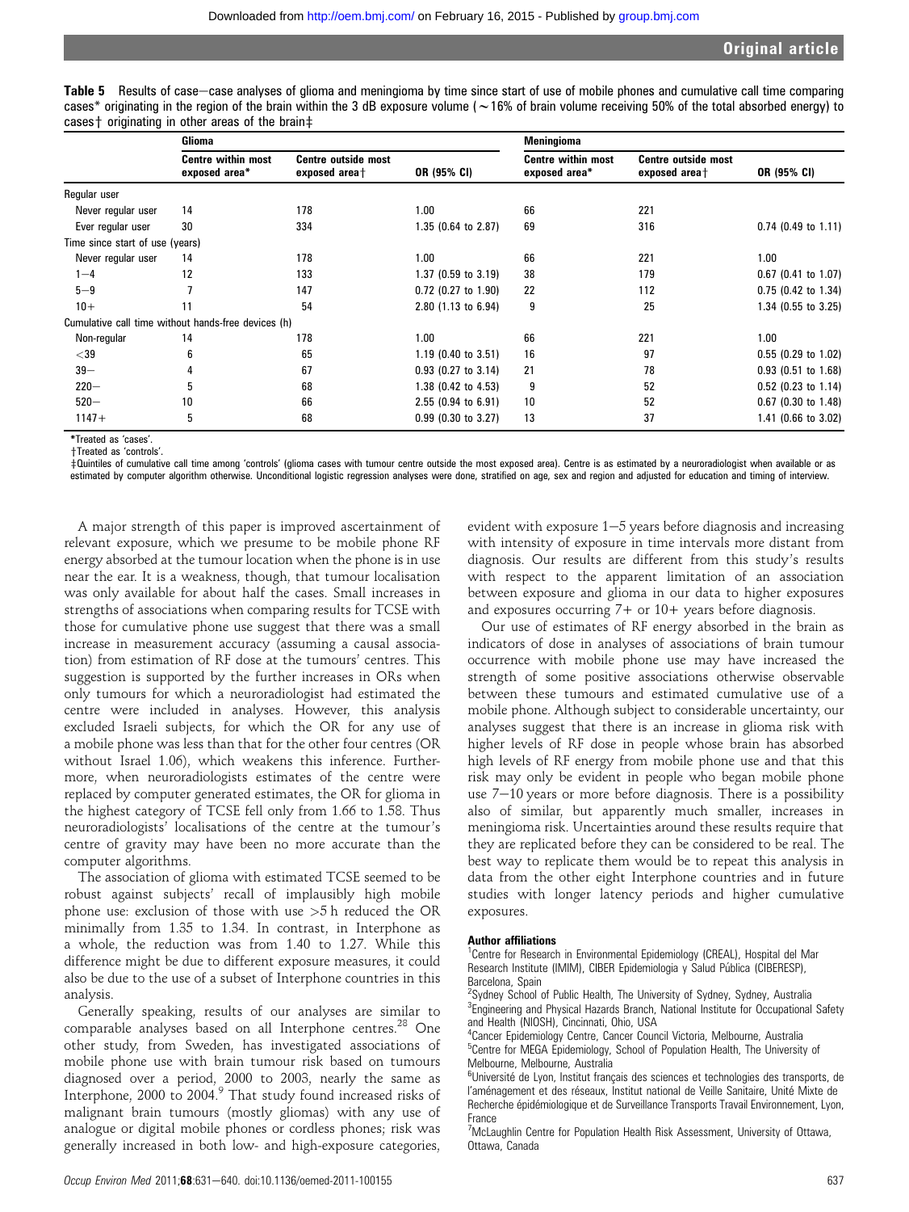**Table 5** Results of case–case analyses of glioma and meningioma by time since start of use of mobile phones and cumulative call time comparing cases* originating in the region of the brain within the 3 dB exposure volume (~16% of brain volume receiving 50% of the total absorbed energy) to cases† originating in other areas of the brain‡

| | Glioma | | | Meningioma | | |
|---|---|---|---|---|---|---|
| | Centre within most exposed area* | Centre outside most exposed area† | OR (95% CI) | Centre within most exposed area* | Centre outside most exposed area† | OR (95% CI) |
| Regular user | | | | | | |
| Never regular user | 14 | 178 | 1.00 | 66 | 221 | |
| Ever regular user | 30 | 334 | 1.35 (0.64 to 2.87) | 69 | 316 | 0.74 (0.49 to 1.11) |
| Time since start of use (years) | | | | | | |
| Never regular user | 14 | 178 | 1.00 | 66 | 221 | 1.00 |
| 1–4 | 12 | 133 | 1.37 (0.59 to 3.19) | 38 | 179 | 0.67 (0.41 to 1.07) |
| 5–9 | 7 | 147 | 0.72 (0.27 to 1.90) | 22 | 112 | 0.75 (0.42 to 1.34) |
| 10+ | 11 | 54 | 2.80 (1.13 to 6.94) | 9 | 25 | 1.34 (0.55 to 3.25) |
| Cumulative call time without hands-free devices (h) | | | | | | |
| Non-regular | 14 | 178 | 1.00 | 66 | 221 | 1.00 |
| <39 | 6 | 65 | 1.19 (0.40 to 3.51) | 16 | 97 | 0.55 (0.29 to 1.02) |
| 39– | 4 | 67 | 0.93 (0.27 to 3.14) | 21 | 78 | 0.93 (0.51 to 1.68) |
| 220– | 5 | 68 | 1.38 (0.42 to 4.53) | 9 | 52 | 0.52 (0.23 to 1.14) |
| 520– | 10 | 66 | 2.55 (0.94 to 6.91) | 10 | 52 | 0.67 (0.30 to 1.48) |
| 1147+ | 5 | 68 | 0.99 (0.30 to 3.27) | 13 | 37 | 1.41 (0.66 to 3.02) |

*Treated as 'cases'.
†Treated as 'controls'.
‡Quintiles of cumulative call time among 'controls' (glioma cases with tumour centre outside the most exposed area). Centre is as estimated by a neuroradiologist when available or as estimated by computer algorithm otherwise. Unconditional logistic regression analyses were done, stratified on age, sex and region and adjusted for education and timing of interview.

A major strength of this paper is improved ascertainment of relevant exposure, which we presume to be mobile phone RF energy absorbed at the tumour location when the phone is in use near the ear. It is a weakness, though, that tumour localisation was only available for about half the cases. Small increases in strengths of associations when comparing results for TCSE with those for cumulative phone use suggest that there was a small increase in measurement accuracy (assuming a causal association) from estimation of RF dose at the tumours' centres. This suggestion is supported by the further increases in ORs when only tumours for which a neuroradiologist had estimated the centre were included in analyses. However, this analysis excluded Israeli subjects, for which the OR for any use of a mobile phone was less than that for the other four centres (OR without Israel 1.06), which weakens this inference. Furthermore, when neuroradiologists estimates of the centre were replaced by computer generated estimates, the OR for glioma in the highest category of TCSE fell only from 1.66 to 1.58. Thus neuroradiologists' localisations of the centre at the tumour's centre of gravity may have been no more accurate than the computer algorithms.

The association of glioma with estimated TCSE seemed to be robust against subjects' recall of implausibly high mobile phone use: exclusion of those with use >5 h reduced the OR minimally from 1.35 to 1.34. In contrast, in Interphone as a whole, the reduction was from 1.40 to 1.27. While this difference might be due to different exposure measures, it could also be due to the use of a subset of Interphone countries in this analysis.

Generally speaking, results of our analyses are similar to comparable analyses based on all Interphone centres.[28] One other study, from Sweden, has investigated associations of mobile phone use with brain tumour risk based on tumours diagnosed over a period, 2000 to 2003, nearly the same as Interphone, 2000 to 2004.[9] That study found increased risks of malignant brain tumours (mostly gliomas) with any use of analogue or digital mobile phones or cordless phones; risk was generally increased in both low- and high-exposure categories, evident with exposure 1–5 years before diagnosis and increasing with intensity of exposure in time intervals more distant from diagnosis. Our results are different from this study's results with respect to the apparent limitation of an association between exposure and glioma in our data to higher exposures and exposures occurring 7+ or 10+ years before diagnosis.

Our use of estimates of RF energy absorbed in the brain as indicators of dose in analyses of associations of brain tumour occurrence with mobile phone use may have increased the strength of some positive associations otherwise observable between these tumours and estimated cumulative use of a mobile phone. Although subject to considerable uncertainty, our analyses suggest that there is an increase in glioma risk with higher levels of RF dose in people whose brain has absorbed high levels of RF energy from mobile phone use and that this risk may only be evident in people who began mobile phone use 7–10 years or more before diagnosis. There is a possibility also of similar, but apparently much smaller, increases in meningioma risk. Uncertainties around these results require that they are replicated before they can be considered to be real. The best way to replicate them would be to repeat this analysis in data from the other eight Interphone countries and in future studies with longer latency periods and higher cumulative exposures.

#### Author affiliations

[1]Centre for Research in Environmental Epidemiology (CREAL), Hospital del Mar Research Institute (IMIM), CIBER Epidemiologia y Salud Pública (CIBERESP), Barcelona, Spain
[2]Sydney School of Public Health, The University of Sydney, Sydney, Australia
[3]Engineering and Physical Hazards Branch, National Institute for Occupational Safety and Health (NIOSH), Cincinnati, Ohio, USA
[4]Cancer Epidemiology Centre, Cancer Council Victoria, Melbourne, Australia
[5]Centre for MEGA Epidemiology, School of Population Health, The University of Melbourne, Melbourne, Australia
[6]Université de Lyon, Institut français des sciences et technologies des transports, de l'aménagement et des réseaux, Institut national de Veille Sanitaire, Unité Mixte de Recherche épidémiologique et de Surveillance Transports Travail Environnement, Lyon, France
[7]McLaughlin Centre for Population Health Risk Assessment, University of Ottawa, Ottawa, Canada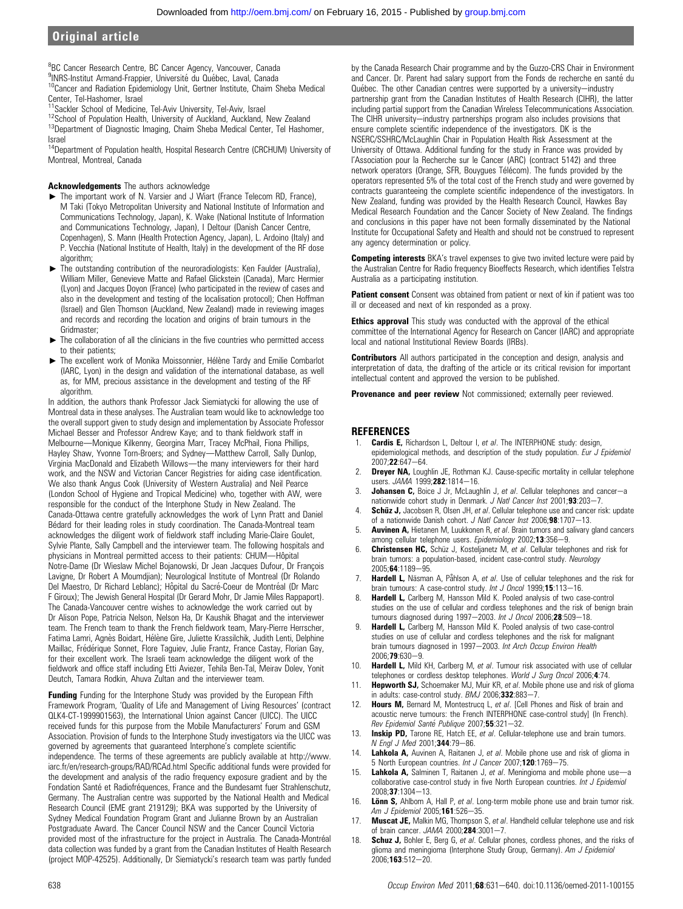[8]BC Cancer Research Centre, BC Cancer Agency, Vancouver, Canada
[9]INRS-Institut Armand-Frappier, Université du Québec, Laval, Canada
[10]Cancer and Radiation Epidemiology Unit, Gertner Institute, Chaim Sheba Medical Center, Tel-Hashomer, Israel
[11]Sackler School of Medicine, Tel-Aviv University, Tel-Aviv, Israel
[12]School of Population Health, University of Auckland, Auckland, New Zealand
[13]Department of Diagnostic Imaging, Chaim Sheba Medical Center, Tel Hashomer, Israel
[14]Department of Population health, Hospital Research Centre (CRCHUM) University of Montreal, Montreal, Canada

**Acknowledgements** The authors acknowledge

- The important work of N. Varsier and J Wiart (France Telecom RD, France), M Taki (Tokyo Metropolitan University and National Institute of Information and Communications Technology, Japan), K. Wake (National Institute of Information and Communications Technology, Japan), I Deltour (Danish Cancer Centre, Copenhagen), S. Mann (Health Protection Agency, Japan), L. Ardoino (Italy) and P. Vecchia (National Institute of Health, Italy) in the development of the RF dose algorithm;
- The outstanding contribution of the neuroradiologists: Ken Faulder (Australia), William Miller, Genevieve Matte and Rafael Glickstein (Canada), Marc Hermier (Lyon) and Jacques Doyon (France) (who participated in the review of cases and also in the development and testing of the localisation protocol); Chen Hoffman (Israel) and Glen Thomson (Auckland, New Zealand) made in reviewing images and records and recording the location and origins of brain tumours in the Gridmaster;
- The collaboration of all the clinicians in the five countries who permitted access to their patients;
- The excellent work of Monika Moissonnier, Hélène Tardy and Emilie Combarlot (IARC, Lyon) in the design and validation of the international database, as well as, for MM, precious assistance in the development and testing of the RF algorithm.

In addition, the authors thank Professor Jack Siemiatycki for allowing the use of Montreal data in these analyses. The Australian team would like to acknowledge too the overall support given to study design and implementation by Associate Professor Michael Besser and Professor Andrew Kaye; and to thank fieldwork staff in Melbourne—Monique Kilkenny, Georgina Marr, Tracey McPhail, Fiona Phillips, Hayley Shaw, Yvonne Torn-Broers; and Sydney—Matthew Carroll, Sally Dunlop, Virginia MacDonald and Elizabeth Willows—the many interviewers for their hard work, and the NSW and Victorian Cancer Registries for aiding case identification. We also thank Angus Cook (University of Western Australia) and Neil Pearce (London School of Hygiene and Tropical Medicine) who, together with AW, were responsible for the conduct of the Interphone Study in New Zealand. The Canada-Ottawa centre gratefully acknowledges the work of Lynn Pratt and Daniel Bédard for their leading roles in study coordination. The Canada-Montreal team acknowledges the diligent work of fieldwork staff including Marie-Claire Goulet, Sylvie Plante, Sally Campbell and the interviewer team. The following hospitals and physicians in Montreal permitted access to their patients: CHUM—Hôpital Notre-Dame (Dr Wieslaw Michel Bojanowski, Dr Jean Jacques Dufour, Dr François Lavigne, Dr Robert A Moumdjian); Neurological Institute of Montreal (Dr Rolando Del Maestro, Dr Richard Leblanc); Hôpital du Sacré-Coeur de Montréal (Dr Marc F Giroux); The Jewish General Hospital (Dr Gerard Mohr, Dr Jamie Miles Rappaport). The Canada-Vancouver centre wishes to acknowledge the work carried out by Dr Alison Pope, Patricia Nelson, Nelson Ha, Dr Kaushik Bhagat and the interviewer team. The French team to thank the French fieldwork team, Mary-Pierre Herrscher, Fatima Lamri, Agnès Boidart, Hélène Gire, Juliette Krassilchik, Judith Lenti, Delphine Maillac, Frédérique Sonnet, Flore Taguiev, Julie Frantz, France Castay, Florian Gay, for their excellent work. The Israeli team acknowledge the diligent work of the fieldwork and office staff including Etti Aviezer, Tehila Ben-Tal, Meirav Dolev, Yonit Deutch, Tamara Rodkin, Ahuva Zultan and the interviewer team.

**Funding** Funding for the Interphone Study was provided by the European Fifth Framework Program, 'Quality of Life and Management of Living Resources' (contract QLK4-CT-1999901563), the International Union against Cancer (UICC). The UICC received funds for this purpose from the Mobile Manufacturers' Forum and GSM Association. Provision of funds to the Interphone Study investigators via the UICC was governed by agreements that guaranteed Interphone's complete scientific independence. The terms of these agreements are publicly available at http://www.iarc.fr/en/research-groups/RAD/RCAd.html Specific additional funds were provided for the development and analysis of the radio frequency exposure gradient and by the Fondation Santé et Radiofréquences, France and the Bundesamt fuer Strahlenschutz, Germany. The Australian centre was supported by the National Health and Medical Research Council (EME grant 219129); BKA was supported by the University of Sydney Medical Foundation Program Grant and Julianne Brown by an Australian Postgraduate Award. The Cancer Council NSW and the Cancer Council Victoria provided most of the infrastructure for the project in Australia. The Canada-Montréal data collection was funded by a grant from the Canadian Institutes of Health Research (project MOP-42525). Additionally, Dr Siemiatycki's research team was partly funded by the Canada Research Chair programme and by the Guzzo-CRS Chair in Environment and Cancer. Dr. Parent had salary support from the Fonds de recherche en santé du Québec. The other Canadian centres were supported by a university—industry partnership grant from the Canadian Institutes of Health Research (CIHR), the latter including partial support from the Canadian Wireless Telecommunications Association. The CIHR university—industry partnerships program also includes provisions that ensure complete scientific independence of the investigators. DK is the NSERC/SSHRC/McLaughlin Chair in Population Health Risk Assessment at the University of Ottawa. Additional funding for the study in France was provided by l'Association pour la Recherche sur le Cancer (ARC) (contract 5142) and three network operators (Orange, SFR, Bouygues Télécom). The funds provided by the operators represented 5% of the total cost of the French study and were governed by contracts guaranteeing the complete scientific independence of the investigators. In New Zealand, funding was provided by the Health Research Council, Hawkes Bay Medical Research Foundation and the Cancer Society of New Zealand. The findings and conclusions in this paper have not been formally disseminated by the National Institute for Occupational Safety and Health and should not be construed to represent any agency determination or policy.

**Competing interests** BKA's travel expenses to give two invited lecture were paid by the Australian Centre for Radio frequency Bioeffects Research, which identifies Telstra Australia as a participating institution.

**Patient consent** Consent was obtained from patient or next of kin if patient was too ill or deceased and next of kin responded as a proxy.

**Ethics approval** This study was conducted with the approval of the ethical committee of the International Agency for Research on Cancer (IARC) and appropriate local and national Institutional Review Boards (IRBs).

**Contributors** All authors participated in the conception and design, analysis and interpretation of data, the drafting of the article or its critical revision for important intellectual content and approved the version to be published.

**Provenance and peer review** Not commissioned; externally peer reviewed.

## REFERENCES

1. **Cardis E,** Richardson L, Deltour I, *et al*. The INTERPHONE study: design, epidemiological methods, and description of the study population. *Eur J Epidemiol* 2007;**22**:647—64.
2. **Dreyer NA,** Loughlin JE, Rothman KJ. Cause-specific mortality in cellular telephone users. *JAMA* 1999;**282**:1814—16.
3. **Johansen C,** Boice J Jr, McLaughlin J, *et al*. Cellular telephones and cancer—a nationwide cohort study in Denmark. *J Natl Cancer Inst* 2001;**93**:203—7.
4. **Schüz J,** Jacobsen R, Olsen JH, *et al*. Cellular telephone use and cancer risk: update of a nationwide Danish cohort. *J Natl Cancer Inst* 2006;**98**:1707—13.
5. **Auvinen A,** Hietanen M, Luukkonen R, *et al*. Brain tumors and salivary gland cancers among cellular telephone users. *Epidemiology* 2002;**13**:356—9.
6. **Christensen HC,** Schüz J, Kosteljanetz M, *et al*. Cellular telephones and risk for brain tumors: a population-based, incident case-control study. *Neurology* 2005;**64**:1189—95.
7. **Hardell L,** Näsman A, Påhlson A, *et al*. Use of cellular telephones and the risk for brain tumours: A case-control study. *Int J Oncol* 1999;**15**:113—16.
8. **Hardell L,** Carlberg M, Hansson Mild K. Pooled analysis of two case-control studies on the use of cellular and cordless telephones and the risk of benign brain tumours diagnosed during 1997—2003. *Int J Oncol* 2006;**28**:509—18.
9. **Hardell L,** Carlberg M, Hansson Mild K. Pooled analysis of two case-control studies on use of cellular and cordless telephones and the risk for malignant brain tumours diagnosed in 1997—2003. *Int Arch Occup Environ Health* 2006;**79**:630—9.
10. **Hardell L,** Mild KH, Carlberg M, *et al*. Tumour risk associated with use of cellular telephones or cordless desktop telephones. *World J Surg Oncol* 2006;**4**:74.
11. **Hepworth SJ,** Schoemaker MJ, Muir KR, *et al*. Mobile phone use and risk of glioma in adults: case-control study. *BMJ* 2006;**332**:883—7.
12. **Hours M,** Bernard M, Montestrucq L, *et al*. [Cell Phones and Risk of brain and acoustic nerve tumours: the French INTERPHONE case-control study] (In French). *Rev Epidemiol Santé Publique* 2007;**55**:321—32.
13. **Inskip PD,** Tarone RE, Hatch EE, *et al*. Cellular-telephone use and brain tumors. *N Engl J Med* 2001;**344**:79—86.
14. **Lahkola A,** Auvinen A, Raitanen J, *et al*. Mobile phone use and risk of glioma in 5 North European countries. *Int J Cancer* 2007;**120**:1769—75.
15. **Lahkola A,** Salminen T, Raitanen J, *et al*. Meningioma and mobile phone use—a collaborative case-control study in five North European countries. *Int J Epidemiol* 2008;**37**:1304—13.
16. **Lönn S,** Ahlbom A, Hall P, *et al*. Long-term mobile phone use and brain tumor risk. *Am J Epidemiol* 2005;**161**:526—35.
17. **Muscat JE,** Malkin MG, Thompson S, *et al*. Handheld cellular telephone use and risk of brain cancer. *JAMA* 2000;**284**:3001—7.
18. **Schuz J,** Bohler E, Berg G, *et al*. Cellular phones, cordless phones, and the risks of glioma and meningioma (Interphone Study Group, Germany). *Am J Epidemiol* 2006;**163**:512—20.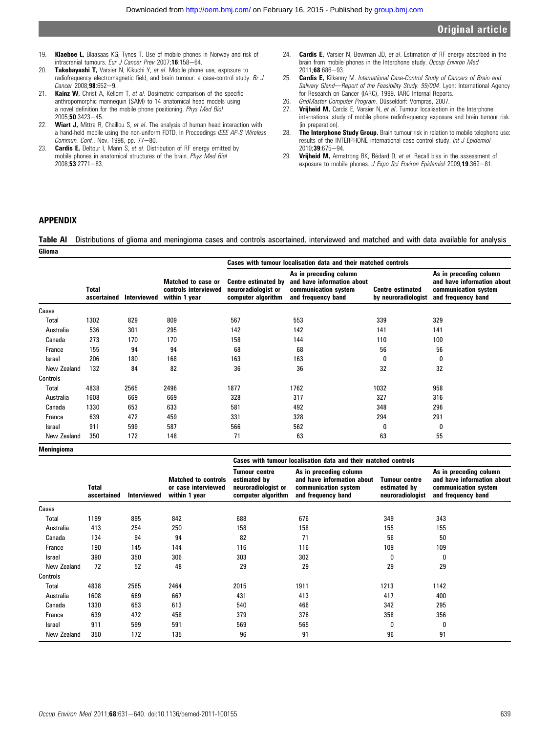19. **Klaeboe L,** Blaasaas KG, Tynes T. Use of mobile phones in Norway and risk of intracranial tumours. *Eur J Cancer Prev* 2007;**16**:158—64.
20. **Takebayashi T,** Varsier N, Kikuchi Y, *et al*. Mobile phone use, exposure to radiofrequency electromagnetic field, and brain tumour: a case-control study. *Br J Cancer* 2008;**98**:652—9.
21. **Kainz W,** Christ A, Kellom T, *et al*. Dosimetric comparison of the specific anthropomorphic mannequin (SAM) to 14 anatomical head models using a novel definition for the mobile phone positioning. *Phys Med Biol* 2005;**50**:3423—45.
22. **Wiart J,** Mittra R, Chaillou S, *et al*. The analysis of human head interaction with a hand-held mobile using the non-uniform FDTD, In Proceedings *IEEE AP-S Wireless Commun. Conf.*, Nov. 1998, pp. 77—80.
23. **Cardis E,** Deltour I, Mann S, *et al*. Distribution of RF energy emitted by mobile phones in anatomical structures of the brain. *Phys Med Biol* 2008;**53**:2771—83.
24. **Cardis E,** Varsier N, Bowman JD, *et al*. Estimation of RF energy absorbed in the brain from mobile phones in the Interphone study. *Occup Environ Med* 2011;**68**:686—93.
25. **Cardis E,** Kilkenny M. *International Case-Control Study of Cancers of Brain and Salivary Gland—Report of the Feasibility Study. 99/004*. Lyon: International Agency for Research on Cancer (IARC), 1999. IARC Internal Reports.
26. *GridMaster Computer Program*. Düsseldorf: Vompras, 2007.
27. **Vrijheid M,** Cardis E, Varsier N, *et al*. Tumour localisation in the Interphone international study of mobile phone radiofrequency exposure and brain tumour risk. (in preparation).
28. **The Interphone Study Group.** Brain tumour risk in relation to mobile telephone use: results of the INTERPHONE international case-control study. *Int J Epidemiol* 2010;**39**:675—94.
29. **Vrijheid M,** Armstrong BK, Bédard D, *et al*. Recall bias in the assessment of exposure to mobile phones. *J Expo Sci Environ Epidemiol* 2009;**19**:369—81.

## APPENDIX

**Table AI** Distributions of glioma and meningioma cases and controls ascertained, interviewed and matched and with data available for analysis

**Glioma**

| | | | | Cases with tumour localisation data and their matched controls | | | |
|---|---|---|---|---|---|---|---|
| | Total ascertained | Interviewed | Matched to case or controls interviewed within 1 year | Centre estimated by neuroradiologist or computer algorithm | As in preceding column and have information about communication system and frequency band | Centre estimated by neuroradiologist | As in preceding column and have information about communication system and frequency band |
| Cases | | | | | | | |
| Total | 1302 | 829 | 809 | 567 | 553 | 339 | 329 |
| Australia | 536 | 301 | 295 | 142 | 142 | 141 | 141 |
| Canada | 273 | 170 | 170 | 158 | 144 | 110 | 100 |
| France | 155 | 94 | 94 | 68 | 68 | 56 | 56 |
| Israel | 206 | 180 | 168 | 163 | 163 | 0 | 0 |
| New Zealand | 132 | 84 | 82 | 36 | 36 | 32 | 32 |
| Controls | | | | | | | |
| Total | 4838 | 2565 | 2496 | 1877 | 1762 | 1032 | 958 |
| Australia | 1608 | 669 | 669 | 328 | 317 | 327 | 316 |
| Canada | 1330 | 653 | 633 | 581 | 492 | 348 | 296 |
| France | 639 | 472 | 459 | 331 | 328 | 294 | 291 |
| Israel | 911 | 599 | 587 | 566 | 562 | 0 | 0 |
| New Zealand | 350 | 172 | 148 | 71 | 63 | 63 | 55 |

**Meningioma**

| | | | | Cases with tumour localisation data and their matched controls | | | |
|---|---|---|---|---|---|---|---|
| | Total ascertained | Interviewed | Matched to controls or case interviewed within 1 year | Tumour centre estimated by neuroradiologist or computer algorithm | As in preceding column and have information about communication system and frequency band | Tumour centre estimated by neuroradiologist | As in preceding column and have information about communication system and frequency band |
| Cases | | | | | | | |
| Total | 1199 | 895 | 842 | 688 | 676 | 349 | 343 |
| Australia | 413 | 254 | 250 | 158 | 158 | 155 | 155 |
| Canada | 134 | 94 | 94 | 82 | 71 | 56 | 50 |
| France | 190 | 145 | 144 | 116 | 116 | 109 | 109 |
| Israel | 390 | 350 | 306 | 303 | 302 | 0 | 0 |
| New Zealand | 72 | 52 | 48 | 29 | 29 | 29 | 29 |
| Controls | | | | | | | |
| Total | 4838 | 2565 | 2464 | 2015 | 1911 | 1213 | 1142 |
| Australia | 1608 | 669 | 667 | 431 | 413 | 417 | 400 |
| Canada | 1330 | 653 | 613 | 540 | 466 | 342 | 295 |
| France | 639 | 472 | 458 | 379 | 376 | 358 | 356 |
| Israel | 911 | 599 | 591 | 569 | 565 | 0 | 0 |
| New Zealand | 350 | 172 | 135 | 96 | 91 | 96 | 91 |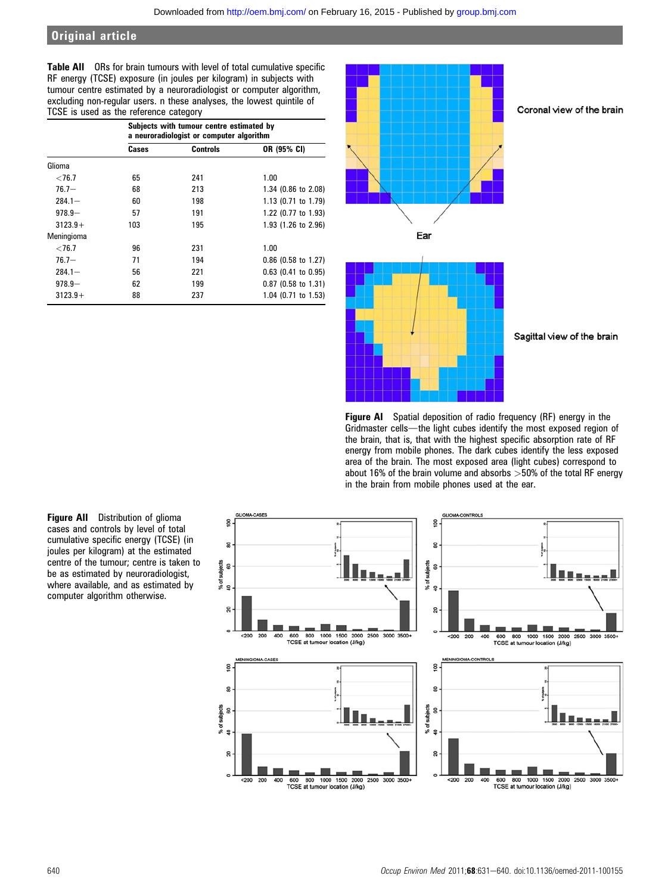**Table AII** ORs for brain tumours with level of total cumulative specific RF energy (TCSE) exposure (in joules per kilogram) in subjects with tumour centre estimated by a neuroradiologist or computer algorithm, excluding non-regular users. n these analyses, the lowest quintile of TCSE is used as the reference category

| | Subjects with tumour centre estimated by a neuroradiologist or computer algorithm | | |
|---|---|---|---|
| | Cases | Controls | OR (95% CI) |
| Glioma | | | |
| <76.7 | 65 | 241 | 1.00 |
| 76.7− | 68 | 213 | 1.34 (0.86 to 2.08) |
| 284.1− | 60 | 198 | 1.13 (0.71 to 1.79) |
| 978.9− | 57 | 191 | 1.22 (0.77 to 1.93) |
| 3123.9+ | 103 | 195 | 1.93 (1.26 to 2.96) |
| Meningioma | | | |
| <76.7 | 96 | 231 | 1.00 |
| 76.7− | 71 | 194 | 0.86 (0.58 to 1.27) |
| 284.1− | 56 | 221 | 0.63 (0.41 to 0.95) |
| 978.9− | 62 | 199 | 0.87 (0.58 to 1.31) |
| 3123.9+ | 88 | 237 | 1.04 (0.71 to 1.53) |

**Figure AI** Spatial deposition of radio frequency (RF) energy in the Gridmaster cells—the light cubes identify the most exposed region of the brain, that is, that with the highest specific absorption rate of RF energy from mobile phones. The dark cubes identify the less exposed area of the brain. The most exposed area (light cubes) correspond to about 16% of the brain volume and absorbs >50% of the total RF energy in the brain from mobile phones used at the ear.

**Figure AII** Distribution of glioma cases and controls by level of total cumulative specific energy (TCSE) (in joules per kilogram) at the estimated centre of the tumour; centre is taken to be as estimated by neuroradiologist, where available, and as estimated by computer algorithm otherwise.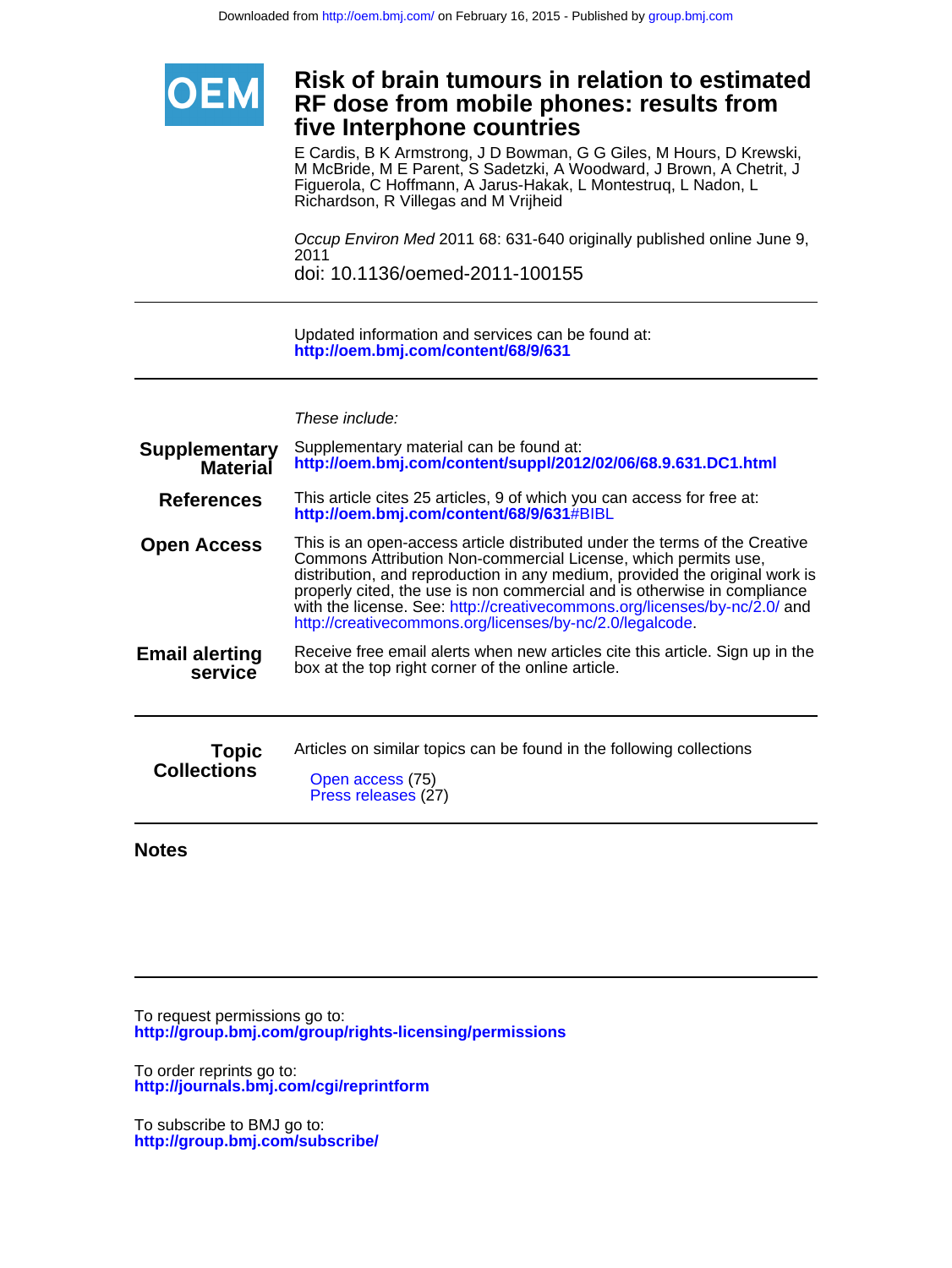Downloaded from http://oem.bmj.com/ on February 16, 2015 - Published by group.bmj.com

OEM

# Risk of brain tumours in relation to estimated RF dose from mobile phones: results from five Interphone countries

E Cardis, B K Armstrong, J D Bowman, G G Giles, M Hours, D Krewski, M McBride, M E Parent, S Sadetzki, A Woodward, J Brown, A Chetrit, J Figuerola, C Hoffmann, A Jarus-Hakak, L Montestruq, L Nadon, L Richardson, R Villegas and M Vrijheid

*Occup Environ Med* 2011 68: 631-640 originally published online June 9, 2011

doi: 10.1136/oemed-2011-100155

---

Updated information and services can be found at:
**http://oem.bmj.com/content/68/9/631**

---

*These include:*

**Supplementary Material**
Supplementary material can be found at:
**http://oem.bmj.com/content/suppl/2012/02/06/68.9.631.DC1.html**

**References**
This article cites 25 articles, 9 of which you can access for free at:
**http://oem.bmj.com/content/68/9/631**#BIBL

**Open Access**
This is an open-access article distributed under the terms of the Creative Commons Attribution Non-commercial License, which permits use, distribution, and reproduction in any medium, provided the original work is properly cited, the use is non commercial and is otherwise in compliance with the license. See: http://creativecommons.org/licenses/by-nc/2.0/ and http://creativecommons.org/licenses/by-nc/2.0/legalcode.

**Email alerting service**
Receive free email alerts when new articles cite this article. Sign up in the box at the top right corner of the online article.

---

**Topic Collections**
Articles on similar topics can be found in the following collections

- Open access (75)
- Press releases (27)

---

## Notes

---

To request permissions go to:
**http://group.bmj.com/group/rights-licensing/permissions**

To order reprints go to:
**http://journals.bmj.com/cgi/reprintform**

To subscribe to BMJ go to:
**http://group.bmj.com/subscribe/**